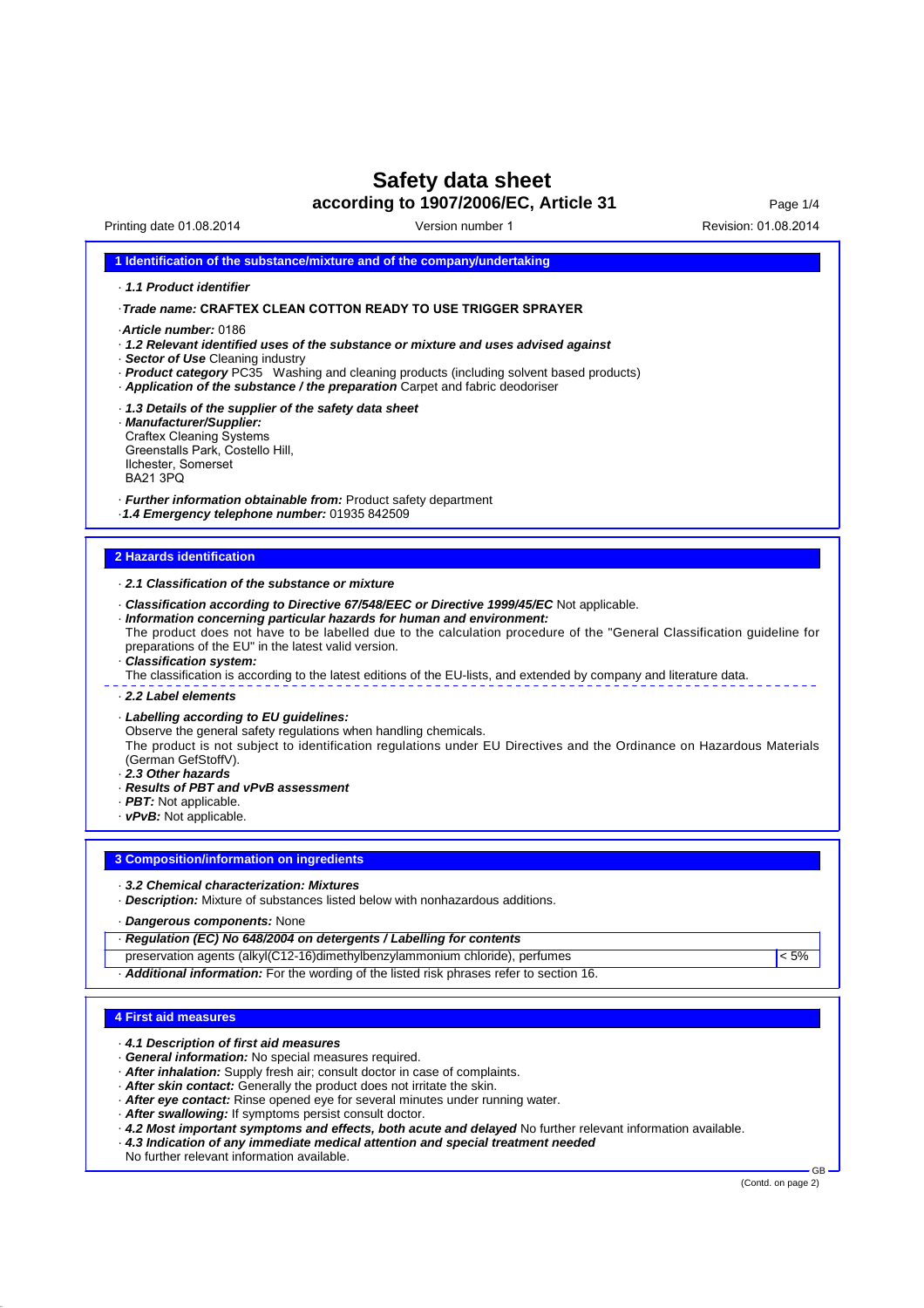# Safety data sheet

## according to 1907/2006/EC, Article 31

Printing date 01.08.2014 | Version number 1 | Revision: 01.08.2014

## 1 Identification of the substance/mixture and of the company/undertaking

· ***1.1 Product identifier***

· ***Trade name:*** **CRAFTEX CLEAN COTTON READY TO USE TRIGGER SPRAYER**

· ***Article number:*** 0186
· ***1.2 Relevant identified uses of the substance or mixture and uses advised against***
· ***Sector of Use*** Cleaning industry
· ***Product category*** PC35 Washing and cleaning products (including solvent based products)
· ***Application of the substance / the preparation*** Carpet and fabric deodoriser

· ***1.3 Details of the supplier of the safety data sheet***
· ***Manufacturer/Supplier:***
Craftex Cleaning Systems
Greenstalls Park, Costello Hill,
Ilchester, Somerset
BA21 3PQ

· ***Further information obtainable from:*** Product safety department
· ***1.4 Emergency telephone number:*** 01935 842509

## 2 Hazards identification

· ***2.1 Classification of the substance or mixture***

· ***Classification according to Directive 67/548/EEC or Directive 1999/45/EC*** Not applicable.
· ***Information concerning particular hazards for human and environment:***
The product does not have to be labelled due to the calculation procedure of the "General Classification guideline for preparations of the EU" in the latest valid version.
· ***Classification system:***
The classification is according to the latest editions of the EU-lists, and extended by company and literature data.

· ***2.2 Label elements***

· ***Labelling according to EU guidelines:***
Observe the general safety regulations when handling chemicals.
The product is not subject to identification regulations under EU Directives and the Ordinance on Hazardous Materials (German GefStoffV).
· ***2.3 Other hazards***
· ***Results of PBT and vPvB assessment***
· ***PBT:*** Not applicable.
· ***vPvB:*** Not applicable.

## 3 Composition/information on ingredients

· ***3.2 Chemical characterization: Mixtures***
· ***Description:*** Mixture of substances listed below with nonhazardous additions.

· ***Dangerous components:*** None

| · ***Regulation (EC) No 648/2004 on detergents / Labelling for contents*** | |
|---|---|
| preservation agents (alkyl(C12-16)dimethylbenzylammonium chloride), perfumes | < 5% |

· ***Additional information:*** For the wording of the listed risk phrases refer to section 16.

## 4 First aid measures

· ***4.1 Description of first aid measures***
· ***General information:*** No special measures required.
· ***After inhalation:*** Supply fresh air; consult doctor in case of complaints.
· ***After skin contact:*** Generally the product does not irritate the skin.
· ***After eye contact:*** Rinse opened eye for several minutes under running water.
· ***After swallowing:*** If symptoms persist consult doctor.
· ***4.2 Most important symptoms and effects, both acute and delayed*** No further relevant information available.
· ***4.3 Indication of any immediate medical attention and special treatment needed***
No further relevant information available.

(Contd. on page 2)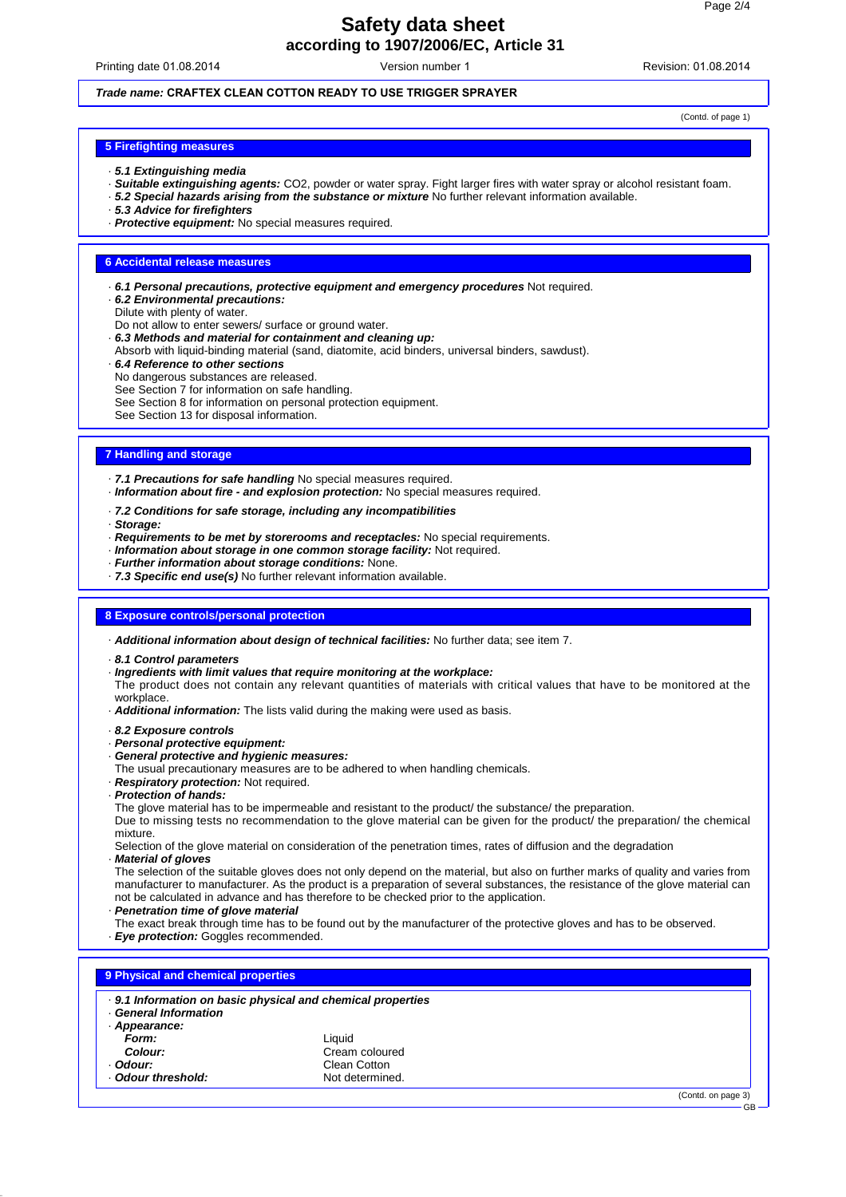**Trade name: CRAFTEX CLEAN COTTON READY TO USE TRIGGER SPRAYER**

(Contd. of page 1)

## 5 Firefighting measures

· ***5.1 Extinguishing media***
· ***Suitable extinguishing agents:*** $CO_2$, powder or water spray. Fight larger fires with water spray or alcohol resistant foam.
· ***5.2 Special hazards arising from the substance or mixture*** No further relevant information available.
· ***5.3 Advice for firefighters***
· ***Protective equipment:*** No special measures required.

## 6 Accidental release measures

· ***6.1 Personal precautions, protective equipment and emergency procedures*** Not required.
· ***6.2 Environmental precautions:***
Dilute with plenty of water.
Do not allow to enter sewers/ surface or ground water.
· ***6.3 Methods and material for containment and cleaning up:***
Absorb with liquid-binding material (sand, diatomite, acid binders, universal binders, sawdust).
· ***6.4 Reference to other sections***
No dangerous substances are released.
See Section 7 for information on safe handling.
See Section 8 for information on personal protection equipment.
See Section 13 for disposal information.

## 7 Handling and storage

· ***7.1 Precautions for safe handling*** No special measures required.
· ***Information about fire - and explosion protection:*** No special measures required.
· ***7.2 Conditions for safe storage, including any incompatibilities***
· ***Storage:***
· ***Requirements to be met by storerooms and receptacles:*** No special requirements.
· ***Information about storage in one common storage facility:*** Not required.
· ***Further information about storage conditions:*** None.
· ***7.3 Specific end use(s)*** No further relevant information available.

## 8 Exposure controls/personal protection

· ***Additional information about design of technical facilities:*** No further data; see item 7.
· ***8.1 Control parameters***
· ***Ingredients with limit values that require monitoring at the workplace:***
The product does not contain any relevant quantities of materials with critical values that have to be monitored at the workplace.
· ***Additional information:*** The lists valid during the making were used as basis.
· ***8.2 Exposure controls***
· ***Personal protective equipment:***
· ***General protective and hygienic measures:***
The usual precautionary measures are to be adhered to when handling chemicals.
· ***Respiratory protection:*** Not required.
· ***Protection of hands:***
The glove material has to be impermeable and resistant to the product/ the substance/ the preparation.
Due to missing tests no recommendation to the glove material can be given for the product/ the preparation/ the chemical mixture.
Selection of the glove material on consideration of the penetration times, rates of diffusion and the degradation
· ***Material of gloves***
The selection of the suitable gloves does not only depend on the material, but also on further marks of quality and varies from manufacturer to manufacturer. As the product is a preparation of several substances, the resistance of the glove material can not be calculated in advance and has therefore to be checked prior to the application.
· ***Penetration time of glove material***
The exact break through time has to be found out by the manufacturer of the protective gloves and has to be observed.
· ***Eye protection:*** Goggles recommended.

## 9 Physical and chemical properties

· ***9.1 Information on basic physical and chemical properties***
· ***General Information***
· ***Appearance:***

| | |
|---|---|
| ***Form:*** | Liquid |
| ***Colour:*** | Cream coloured |
| · ***Odour:*** | Clean Cotton |
| · ***Odour threshold:*** | Not determined. |

(Contd. on page 3)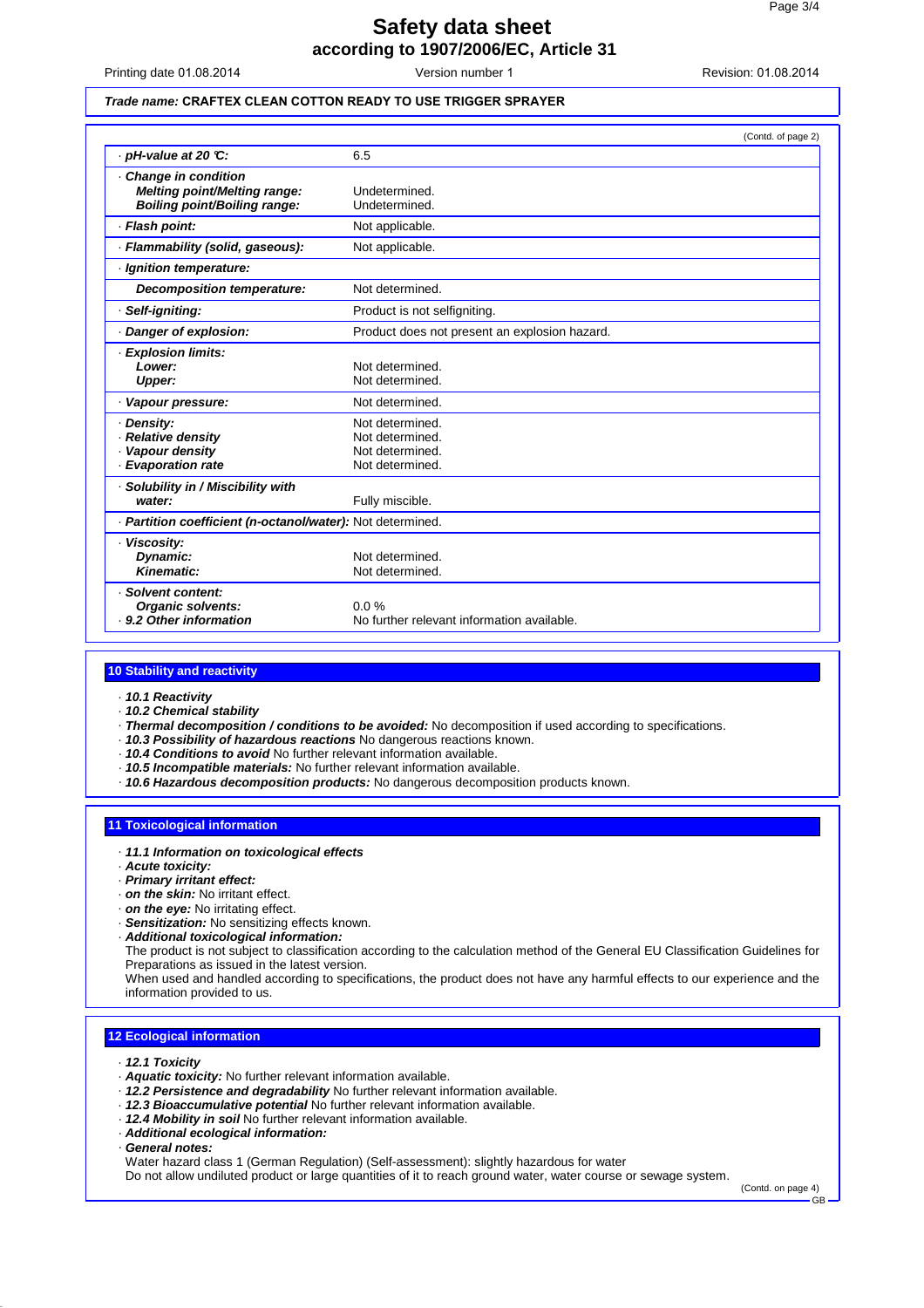# Safety data sheet
## according to 1907/2006/EC, Article 31

Printing date 01.08.2014 | Version number 1 | Revision: 01.08.2014

***Trade name:* CRAFTEX CLEAN COTTON READY TO USE TRIGGER SPRAYER**

(Contd. of page 2)

| | |
|---|---|
| · ***pH-value at 20 °C:*** | 6.5 |
| · ***Change in condition*** | |
| ***Melting point/Melting range:*** | Undetermined. |
| ***Boiling point/Boiling range:*** | Undetermined. |
| · ***Flash point:*** | Not applicable. |
| · ***Flammability (solid, gaseous):*** | Not applicable. |
| · ***Ignition temperature:*** | |
| ***Decomposition temperature:*** | Not determined. |
| · ***Self-igniting:*** | Product is not selfigniting. |
| · ***Danger of explosion:*** | Product does not present an explosion hazard. |
| · ***Explosion limits:*** | |
| ***Lower:*** | Not determined. |
| ***Upper:*** | Not determined. |
| · ***Vapour pressure:*** | Not determined. |
| · ***Density:*** | Not determined. |
| · ***Relative density*** | Not determined. |
| · ***Vapour density*** | Not determined. |
| · ***Evaporation rate*** | Not determined. |
| · ***Solubility in / Miscibility with water:*** | Fully miscible. |
| · ***Partition coefficient (n-octanol/water):*** | Not determined. |
| · ***Viscosity:*** | |
| ***Dynamic:*** | Not determined. |
| ***Kinematic:*** | Not determined. |
| · ***Solvent content:*** | |
| ***Organic solvents:*** | 0.0 % |
| · ***9.2 Other information*** | No further relevant information available. |

## 10 Stability and reactivity

· ***10.1 Reactivity***
· ***10.2 Chemical stability***
· ***Thermal decomposition / conditions to be avoided:*** No decomposition if used according to specifications.
· ***10.3 Possibility of hazardous reactions*** No dangerous reactions known.
· ***10.4 Conditions to avoid*** No further relevant information available.
· ***10.5 Incompatible materials:*** No further relevant information available.
· ***10.6 Hazardous decomposition products:*** No dangerous decomposition products known.

## 11 Toxicological information

· ***11.1 Information on toxicological effects***
· ***Acute toxicity:***
· ***Primary irritant effect:***
· ***on the skin:*** No irritant effect.
· ***on the eye:*** No irritating effect.
· ***Sensitization:*** No sensitizing effects known.
· ***Additional toxicological information:***
The product is not subject to classification according to the calculation method of the General EU Classification Guidelines for Preparations as issued in the latest version.
When used and handled according to specifications, the product does not have any harmful effects to our experience and the information provided to us.

## 12 Ecological information

· ***12.1 Toxicity***
· ***Aquatic toxicity:*** No further relevant information available.
· ***12.2 Persistence and degradability*** No further relevant information available.
· ***12.3 Bioaccumulative potential*** No further relevant information available.
· ***12.4 Mobility in soil*** No further relevant information available.
· ***Additional ecological information:***
· ***General notes:***
Water hazard class 1 (German Regulation) (Self-assessment): slightly hazardous for water
Do not allow undiluted product or large quantities of it to reach ground water, water course or sewage system.

(Contd. on page 4)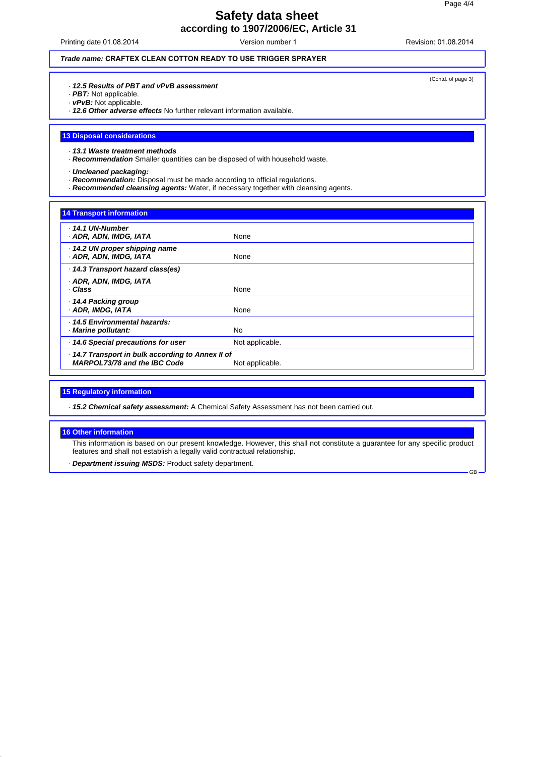**Trade name: CRAFTEX CLEAN COTTON READY TO USE TRIGGER SPRAYER**

(Contd. of page 3)

· ***12.5 Results of PBT and vPvB assessment***
· ***PBT:*** Not applicable.
· ***vPvB:*** Not applicable.
· ***12.6 Other adverse effects*** No further relevant information available.

## 13 Disposal considerations

· ***13.1 Waste treatment methods***
· ***Recommendation*** Smaller quantities can be disposed of with household waste.

· ***Uncleaned packaging:***
· ***Recommendation:*** Disposal must be made according to official regulations.
· ***Recommended cleansing agents:*** Water, if necessary together with cleansing agents.

## 14 Transport information

| | |
|---|---|
| · ***14.1 UN-Number*** <br> · ***ADR, ADN, IMDG, IATA*** | None |
| · ***14.2 UN proper shipping name*** <br> · ***ADR, ADN, IMDG, IATA*** | None |
| · ***14.3 Transport hazard class(es)*** | |
| · ***ADR, ADN, IMDG, IATA*** <br> · ***Class*** | None |
| · ***14.4 Packing group*** <br> · ***ADR, IMDG, IATA*** | None |
| · ***14.5 Environmental hazards:*** <br> · ***Marine pollutant:*** | No |
| · ***14.6 Special precautions for user*** | Not applicable. |
| · ***14.7 Transport in bulk according to Annex II of MARPOL73/78 and the IBC Code*** | Not applicable. |

## 15 Regulatory information

· ***15.2 Chemical safety assessment:*** A Chemical Safety Assessment has not been carried out.

## 16 Other information

This information is based on our present knowledge. However, this shall not constitute a guarantee for any specific product features and shall not establish a legally valid contractual relationship.

· ***Department issuing MSDS:*** Product safety department.